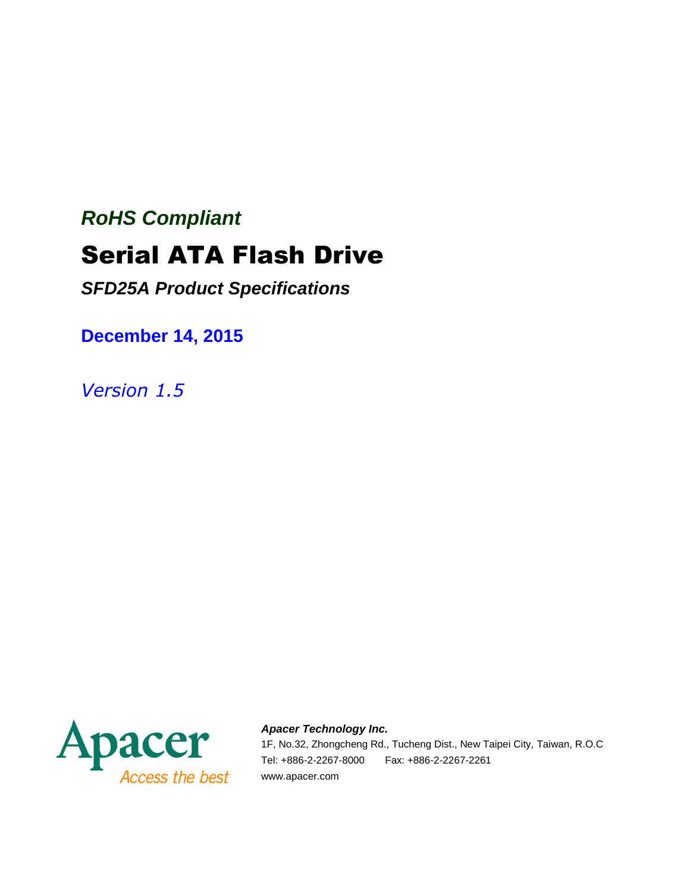*RoHS Compliant*

# Serial ATA Flash Drive

***SFD25A Product Specifications***

**December 14, 2015**

*Version 1.5*

Apacer

Access the best

***Apacer Technology Inc.***

1F, No.32, Zhongcheng Rd., Tucheng Dist., New Taipei City, Taiwan, R.O.C

Tel: +886-2-2267-8000 Fax: +886-2-2267-2261

www.apacer.com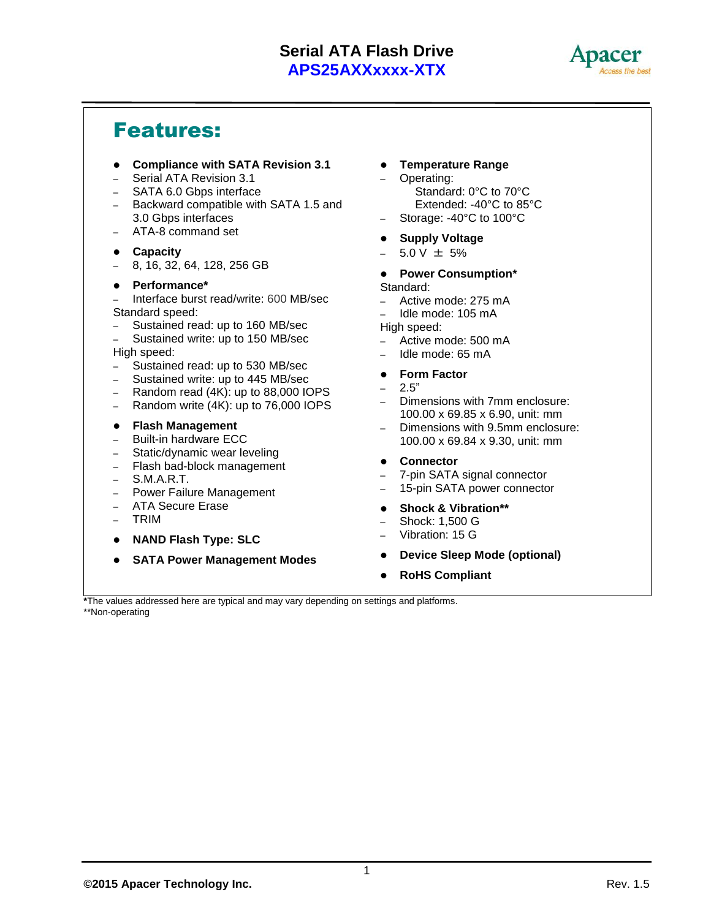# Features:

- **Compliance with SATA Revision 3.1**
  - Serial ATA Revision 3.1
  - SATA 6.0 Gbps interface
  - Backward compatible with SATA 1.5 and 3.0 Gbps interfaces
  - ATA-8 command set
- **Capacity**
  - 8, 16, 32, 64, 128, 256 GB
- **Performance***
  - Interface burst read/write: 600 MB/sec

  Standard speed:
  - Sustained read: up to 160 MB/sec
  - Sustained write: up to 150 MB/sec

  High speed:
  - Sustained read: up to 530 MB/sec
  - Sustained write: up to 445 MB/sec
  - Random read (4K): up to 88,000 IOPS
  - Random write (4K): up to 76,000 IOPS
- **Flash Management**
  - Built-in hardware ECC
  - Static/dynamic wear leveling
  - Flash bad-block management
  - S.M.A.R.T.
  - Power Failure Management
  - ATA Secure Erase
  - TRIM
- **NAND Flash Type: SLC**
- **SATA Power Management Modes**
- **Temperature Range**
  - Operating:
    - Standard: 0°C to 70°C
    - Extended: -40°C to 85°C
  - Storage: -40°C to 100°C
- **Supply Voltage**
  - 5.0 V ± 5%
- **Power Consumption***

  Standard:
  - Active mode: 275 mA
  - Idle mode: 105 mA

  High speed:
  - Active mode: 500 mA
  - Idle mode: 65 mA
- **Form Factor**
  - 2.5"
  - Dimensions with 7mm enclosure: 100.00 x 69.85 x 6.90, unit: mm
  - Dimensions with 9.5mm enclosure: 100.00 x 69.84 x 9.30, unit: mm
- **Connector**
  - 7-pin SATA signal connector
  - 15-pin SATA power connector
- **Shock & Vibration****
  - Shock: 1,500 G
  - Vibration: 15 G
- **Device Sleep Mode (optional)**
- **RoHS Compliant**

*The values addressed here are typical and may vary depending on settings and platforms.
**Non-operating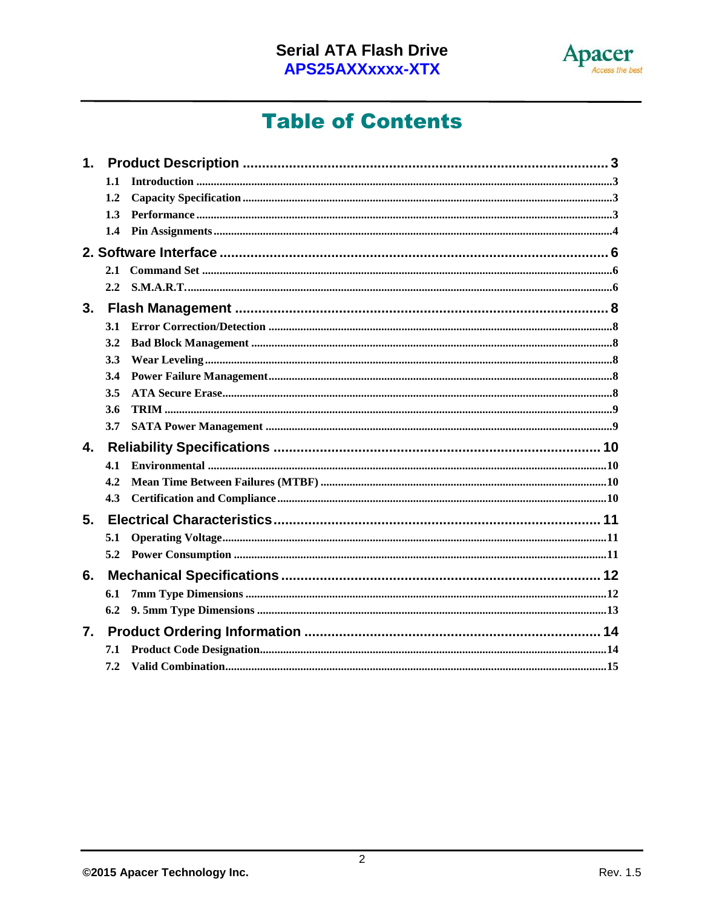# Table of Contents

1. Product Description ........................................................................................ 3
   - 1.1 Introduction ........................................................................................3
   - 1.2 Capacity Specification ........................................................................3
   - 1.3 Performance ........................................................................................3
   - 1.4 Pin Assignments ..................................................................................4

2. Software Interface ........................................................................................ 6
   - 2.1 Command Set ......................................................................................6
   - 2.2 S.M.A.R.T. ..........................................................................................6

3. Flash Management ........................................................................................ 8
   - 3.1 Error Correction/Detection ..................................................................8
   - 3.2 Bad Block Management ......................................................................8
   - 3.3 Wear Leveling .....................................................................................8
   - 3.4 Power Failure Management ................................................................8
   - 3.5 ATA Secure Erase ...............................................................................8
   - 3.6 TRIM ..................................................................................................9
   - 3.7 SATA Power Management ...................................................................9

4. Reliability Specifications .............................................................................. 10
   - 4.1 Environmental ....................................................................................10
   - 4.2 Mean Time Between Failures (MTBF) ...............................................10
   - 4.3 Certification and Compliance ............................................................10

5. Electrical Characteristics .............................................................................. 11
   - 5.1 Operating Voltage ..............................................................................11
   - 5.2 Power Consumption ...........................................................................11

6. Mechanical Specifications ............................................................................. 12
   - 6.1 7mm Type Dimensions .......................................................................12
   - 6.2 9. 5mm Type Dimensions ...................................................................13

7. Product Ordering Information ....................................................................... 14
   - 7.1 Product Code Designation .................................................................14
   - 7.2 Valid Combination .............................................................................15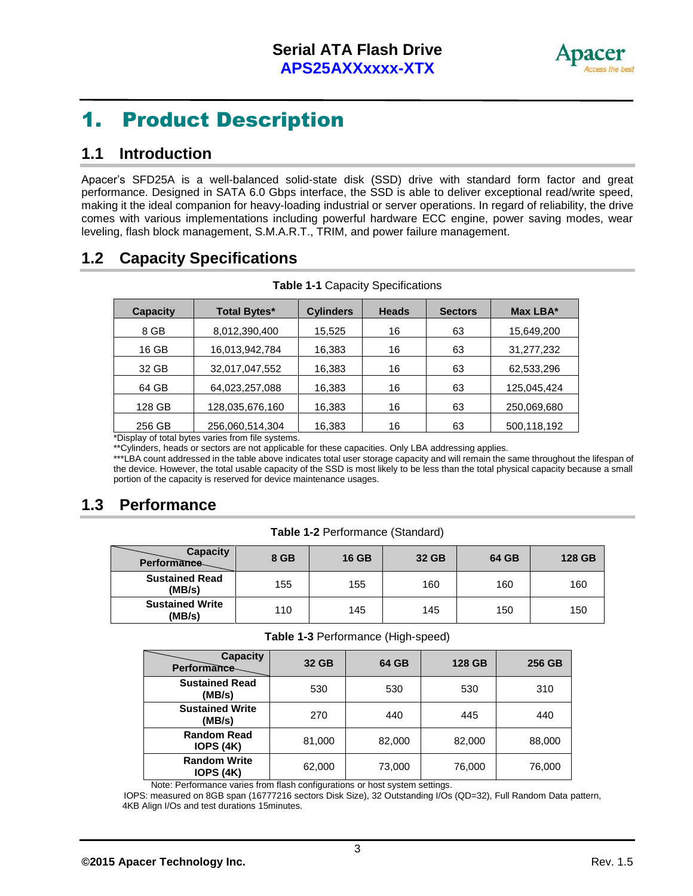# 1. Product Description

## 1.1 Introduction

Apacer's SFD25A is a well-balanced solid-state disk (SSD) drive with standard form factor and great performance. Designed in SATA 6.0 Gbps interface, the SSD is able to deliver exceptional read/write speed, making it the ideal companion for heavy-loading industrial or server operations. In regard of reliability, the drive comes with various implementations including powerful hardware ECC engine, power saving modes, wear leveling, flash block management, S.M.A.R.T., TRIM, and power failure management.

## 1.2 Capacity Specifications

**Table 1-1** Capacity Specifications

| Capacity | Total Bytes* | Cylinders | Heads | Sectors | Max LBA* |
|---|---|---|---|---|---|
| 8 GB | 8,012,390,400 | 15,525 | 16 | 63 | 15,649,200 |
| 16 GB | 16,013,942,784 | 16,383 | 16 | 63 | 31,277,232 |
| 32 GB | 32,017,047,552 | 16,383 | 16 | 63 | 62,533,296 |
| 64 GB | 64,023,257,088 | 16,383 | 16 | 63 | 125,045,424 |
| 128 GB | 128,035,676,160 | 16,383 | 16 | 63 | 250,069,680 |
| 256 GB | 256,060,514,304 | 16,383 | 16 | 63 | 500,118,192 |

*Display of total bytes varies from file systems.

**Cylinders, heads or sectors are not applicable for these capacities. Only LBA addressing applies.

***LBA count addressed in the table above indicates total user storage capacity and will remain the same throughout the lifespan of the device. However, the total usable capacity of the SSD is most likely to be less than the total physical capacity because a small portion of the capacity is reserved for device maintenance usages.

## 1.3 Performance

**Table 1-2** Performance (Standard)

| Performance \ Capacity | 8 GB | 16 GB | 32 GB | 64 GB | 128 GB |
|---|---|---|---|---|---|
| **Sustained Read (MB/s)** | 155 | 155 | 160 | 160 | 160 |
| **Sustained Write (MB/s)** | 110 | 145 | 145 | 150 | 150 |

**Table 1-3** Performance (High-speed)

| Performance \ Capacity | 32 GB | 64 GB | 128 GB | 256 GB |
|---|---|---|---|---|
| **Sustained Read (MB/s)** | 530 | 530 | 530 | 310 |
| **Sustained Write (MB/s)** | 270 | 440 | 445 | 440 |
| **Random Read IOPS (4K)** | 81,000 | 82,000 | 82,000 | 88,000 |
| **Random Write IOPS (4K)** | 62,000 | 73,000 | 76,000 | 76,000 |

Note: Performance varies from flash configurations or host system settings.

IOPS: measured on 8GB span (16777216 sectors Disk Size), 32 Outstanding I/Os (QD=32), Full Random Data pattern, 4KB Align I/Os and test durations 15minutes.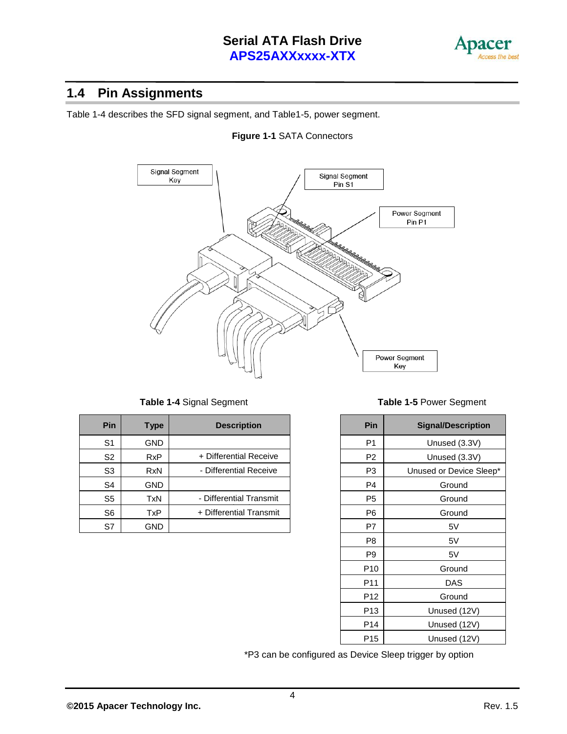## 1.4 Pin Assignments

Table 1-4 describes the SFD signal segment, and Table1-5, power segment.

**Figure 1-1** SATA Connectors

Signal Segment Key

Signal Segment Pin S1

Power Segment Pin P1

Power Segment Key

**Table 1-4** Signal Segment

| Pin | Type | Description |
|---|---|---|
| S1 | GND | |
| S2 | RxP | + Differential Receive |
| S3 | RxN | - Differential Receive |
| S4 | GND | |
| S5 | TxN | - Differential Transmit |
| S6 | TxP | + Differential Transmit |
| S7 | GND | |

**Table 1-5** Power Segment

| Pin | Signal/Description |
|---|---|
| P1 | Unused (3.3V) |
| P2 | Unused (3.3V) |
| P3 | Unused or Device Sleep* |
| P4 | Ground |
| P5 | Ground |
| P6 | Ground |
| P7 | 5V |
| P8 | 5V |
| P9 | 5V |
| P10 | Ground |
| P11 | DAS |
| P12 | Ground |
| P13 | Unused (12V) |
| P14 | Unused (12V) |
| P15 | Unused (12V) |

*P3 can be configured as Device Sleep trigger by option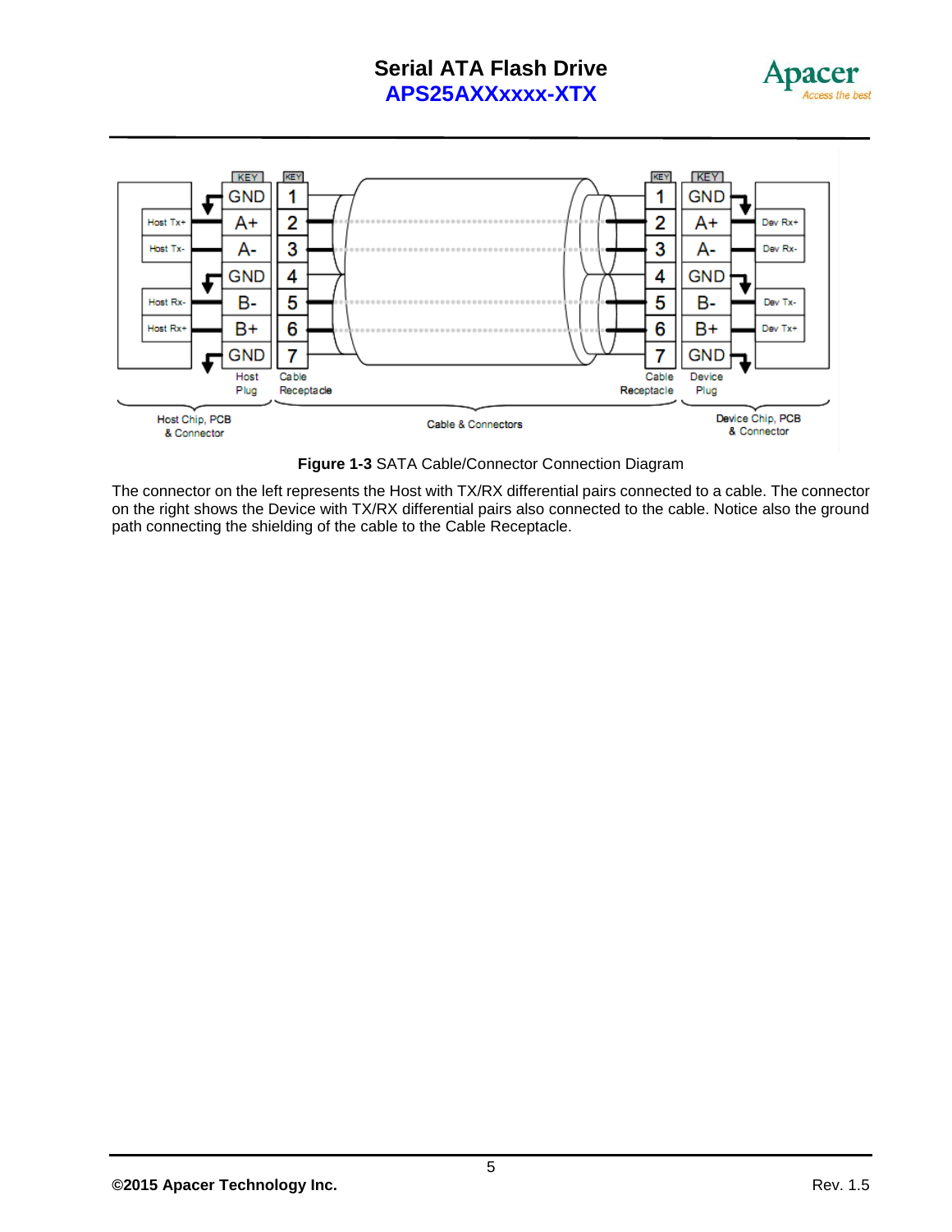**Figure 1-3** SATA Cable/Connector Connection Diagram

The connector on the left represents the Host with TX/RX differential pairs connected to a cable. The connector on the right shows the Device with TX/RX differential pairs also connected to the cable. Notice also the ground path connecting the shielding of the cable to the Cable Receptacle.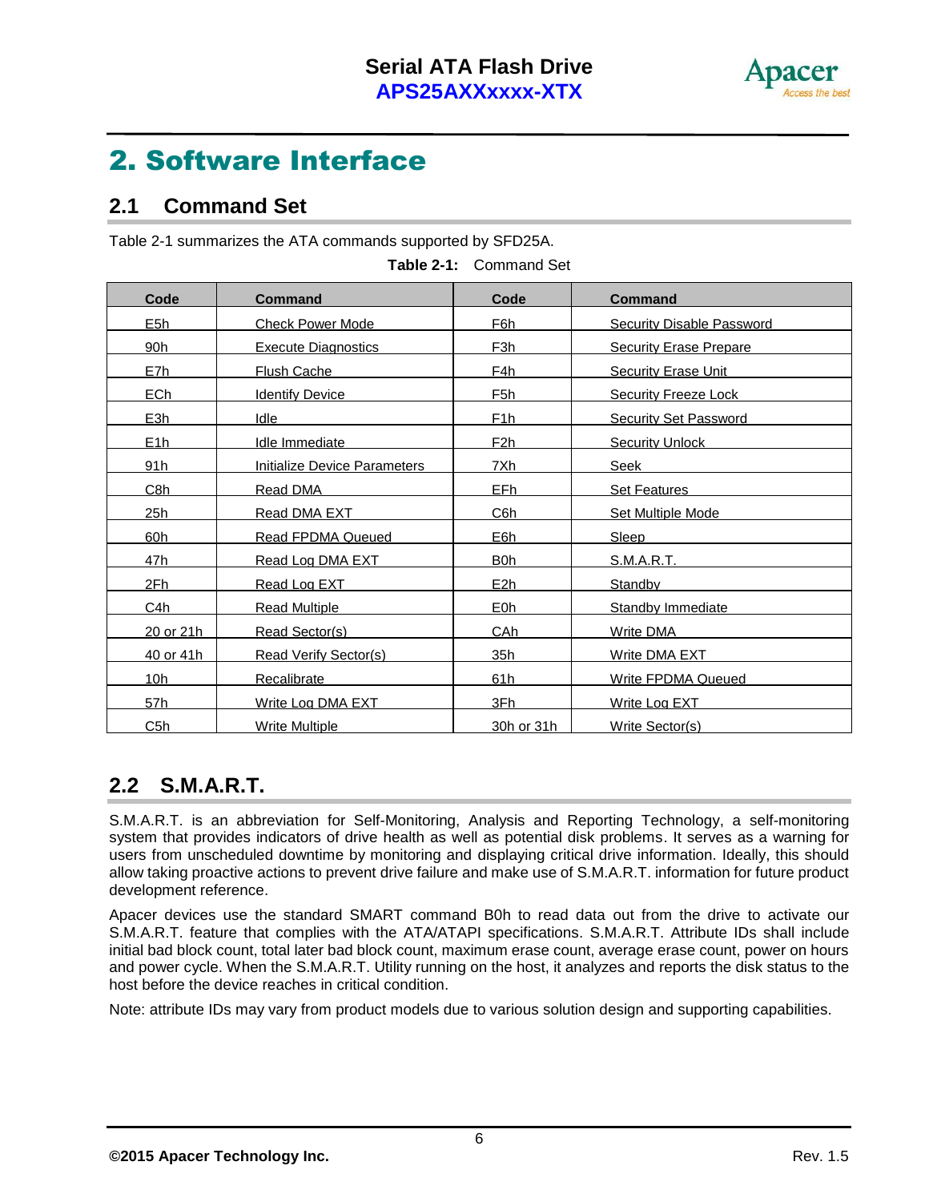# 2. Software Interface

## 2.1 Command Set

Table 2-1 summarizes the ATA commands supported by SFD25A.

**Table 2-1:** Command Set

| Code | Command | Code | Command |
|---|---|---|---|
| E5h | Check Power Mode | F6h | Security Disable Password |
| 90h | Execute Diagnostics | F3h | Security Erase Prepare |
| E7h | Flush Cache | F4h | Security Erase Unit |
| ECh | Identify Device | F5h | Security Freeze Lock |
| E3h | Idle | F1h | Security Set Password |
| E1h | Idle Immediate | F2h | Security Unlock |
| 91h | Initialize Device Parameters | 7Xh | Seek |
| C8h | Read DMA | EFh | Set Features |
| 25h | Read DMA EXT | C6h | Set Multiple Mode |
| 60h | Read FPDMA Queued | E6h | Sleep |
| 47h | Read Log DMA EXT | B0h | S.M.A.R.T. |
| 2Fh | Read Log EXT | E2h | Standby |
| C4h | Read Multiple | E0h | Standby Immediate |
| 20 or 21h | Read Sector(s) | CAh | Write DMA |
| 40 or 41h | Read Verify Sector(s) | 35h | Write DMA EXT |
| 10h | Recalibrate | 61h | Write FPDMA Queued |
| 57h | Write Log DMA EXT | 3Fh | Write Log EXT |
| C5h | Write Multiple | 30h or 31h | Write Sector(s) |

## 2.2 S.M.A.R.T.

S.M.A.R.T. is an abbreviation for Self-Monitoring, Analysis and Reporting Technology, a self-monitoring system that provides indicators of drive health as well as potential disk problems. It serves as a warning for users from unscheduled downtime by monitoring and displaying critical drive information. Ideally, this should allow taking proactive actions to prevent drive failure and make use of S.M.A.R.T. information for future product development reference.

Apacer devices use the standard SMART command B0h to read data out from the drive to activate our S.M.A.R.T. feature that complies with the ATA/ATAPI specifications. S.M.A.R.T. Attribute IDs shall include initial bad block count, total later bad block count, maximum erase count, average erase count, power on hours and power cycle. When the S.M.A.R.T. Utility running on the host, it analyzes and reports the disk status to the host before the device reaches in critical condition.

Note: attribute IDs may vary from product models due to various solution design and supporting capabilities.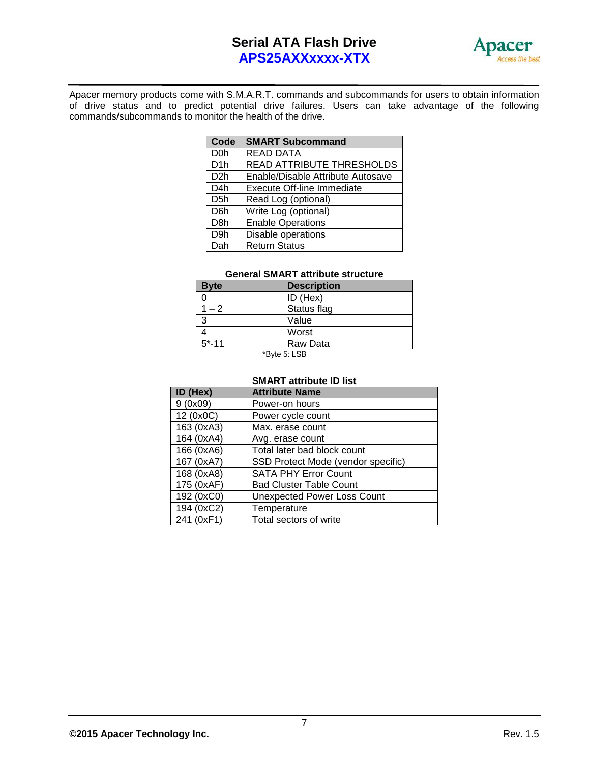Apacer memory products come with S.M.A.R.T. commands and subcommands for users to obtain information of drive status and to predict potential drive failures. Users can take advantage of the following commands/subcommands to monitor the health of the drive.

| Code | SMART Subcommand |
|---|---|
| D0h | READ DATA |
| D1h | READ ATTRIBUTE THRESHOLDS |
| D2h | Enable/Disable Attribute Autosave |
| D4h | Execute Off-line Immediate |
| D5h | Read Log (optional) |
| D6h | Write Log (optional) |
| D8h | Enable Operations |
| D9h | Disable operations |
| Dah | Return Status |

**General SMART attribute structure**

| Byte | Description |
|---|---|
| 0 | ID (Hex) |
| 1 – 2 | Status flag |
| 3 | Value |
| 4 | Worst |
| 5*-11 | Raw Data |

*Byte 5: LSB

**SMART attribute ID list**

| ID (Hex) | Attribute Name |
|---|---|
| 9 (0x09) | Power-on hours |
| 12 (0x0C) | Power cycle count |
| 163 (0xA3) | Max. erase count |
| 164 (0xA4) | Avg. erase count |
| 166 (0xA6) | Total later bad block count |
| 167 (0xA7) | SSD Protect Mode (vendor specific) |
| 168 (0xA8) | SATA PHY Error Count |
| 175 (0xAF) | Bad Cluster Table Count |
| 192 (0xC0) | Unexpected Power Loss Count |
| 194 (0xC2) | Temperature |
| 241 (0xF1) | Total sectors of write |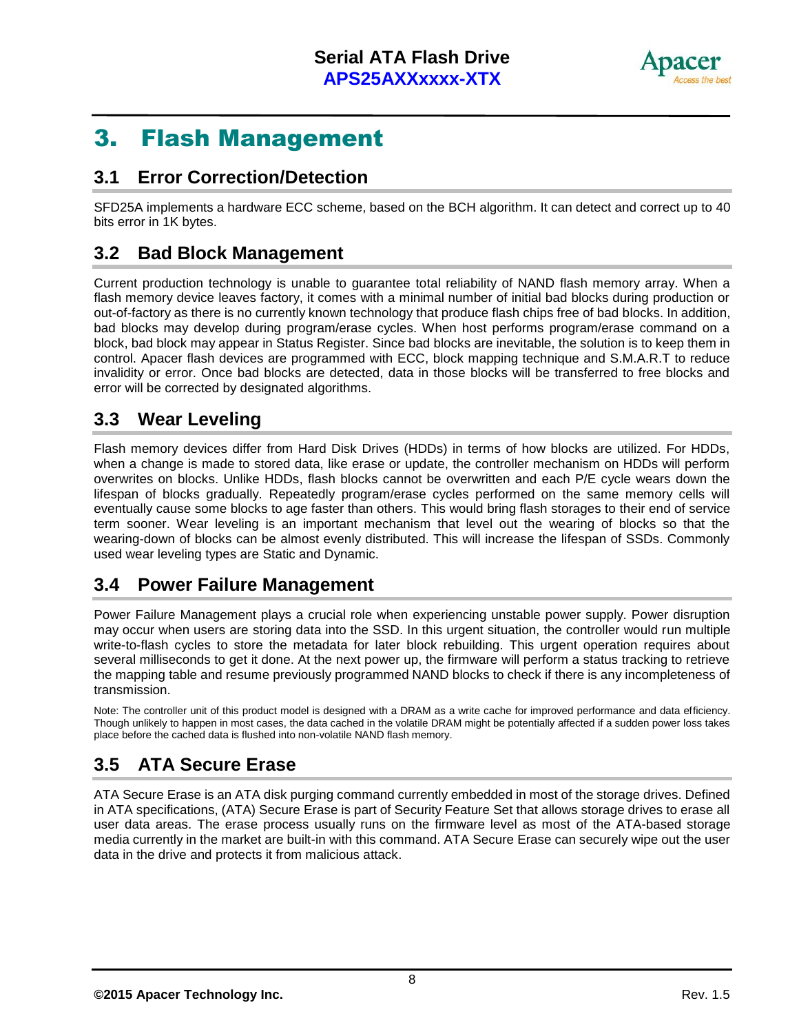# 3. Flash Management

## 3.1 Error Correction/Detection

SFD25A implements a hardware ECC scheme, based on the BCH algorithm. It can detect and correct up to 40 bits error in 1K bytes.

## 3.2 Bad Block Management

Current production technology is unable to guarantee total reliability of NAND flash memory array. When a flash memory device leaves factory, it comes with a minimal number of initial bad blocks during production or out-of-factory as there is no currently known technology that produce flash chips free of bad blocks. In addition, bad blocks may develop during program/erase cycles. When host performs program/erase command on a block, bad block may appear in Status Register. Since bad blocks are inevitable, the solution is to keep them in control. Apacer flash devices are programmed with ECC, block mapping technique and S.M.A.R.T to reduce invalidity or error. Once bad blocks are detected, data in those blocks will be transferred to free blocks and error will be corrected by designated algorithms.

## 3.3 Wear Leveling

Flash memory devices differ from Hard Disk Drives (HDDs) in terms of how blocks are utilized. For HDDs, when a change is made to stored data, like erase or update, the controller mechanism on HDDs will perform overwrites on blocks. Unlike HDDs, flash blocks cannot be overwritten and each P/E cycle wears down the lifespan of blocks gradually. Repeatedly program/erase cycles performed on the same memory cells will eventually cause some blocks to age faster than others. This would bring flash storages to their end of service term sooner. Wear leveling is an important mechanism that level out the wearing of blocks so that the wearing-down of blocks can be almost evenly distributed. This will increase the lifespan of SSDs. Commonly used wear leveling types are Static and Dynamic.

## 3.4 Power Failure Management

Power Failure Management plays a crucial role when experiencing unstable power supply. Power disruption may occur when users are storing data into the SSD. In this urgent situation, the controller would run multiple write-to-flash cycles to store the metadata for later block rebuilding. This urgent operation requires about several milliseconds to get it done. At the next power up, the firmware will perform a status tracking to retrieve the mapping table and resume previously programmed NAND blocks to check if there is any incompleteness of transmission.

Note: The controller unit of this product model is designed with a DRAM as a write cache for improved performance and data efficiency. Though unlikely to happen in most cases, the data cached in the volatile DRAM might be potentially affected if a sudden power loss takes place before the cached data is flushed into non-volatile NAND flash memory.

## 3.5 ATA Secure Erase

ATA Secure Erase is an ATA disk purging command currently embedded in most of the storage drives. Defined in ATA specifications, (ATA) Secure Erase is part of Security Feature Set that allows storage drives to erase all user data areas. The erase process usually runs on the firmware level as most of the ATA-based storage media currently in the market are built-in with this command. ATA Secure Erase can securely wipe out the user data in the drive and protects it from malicious attack.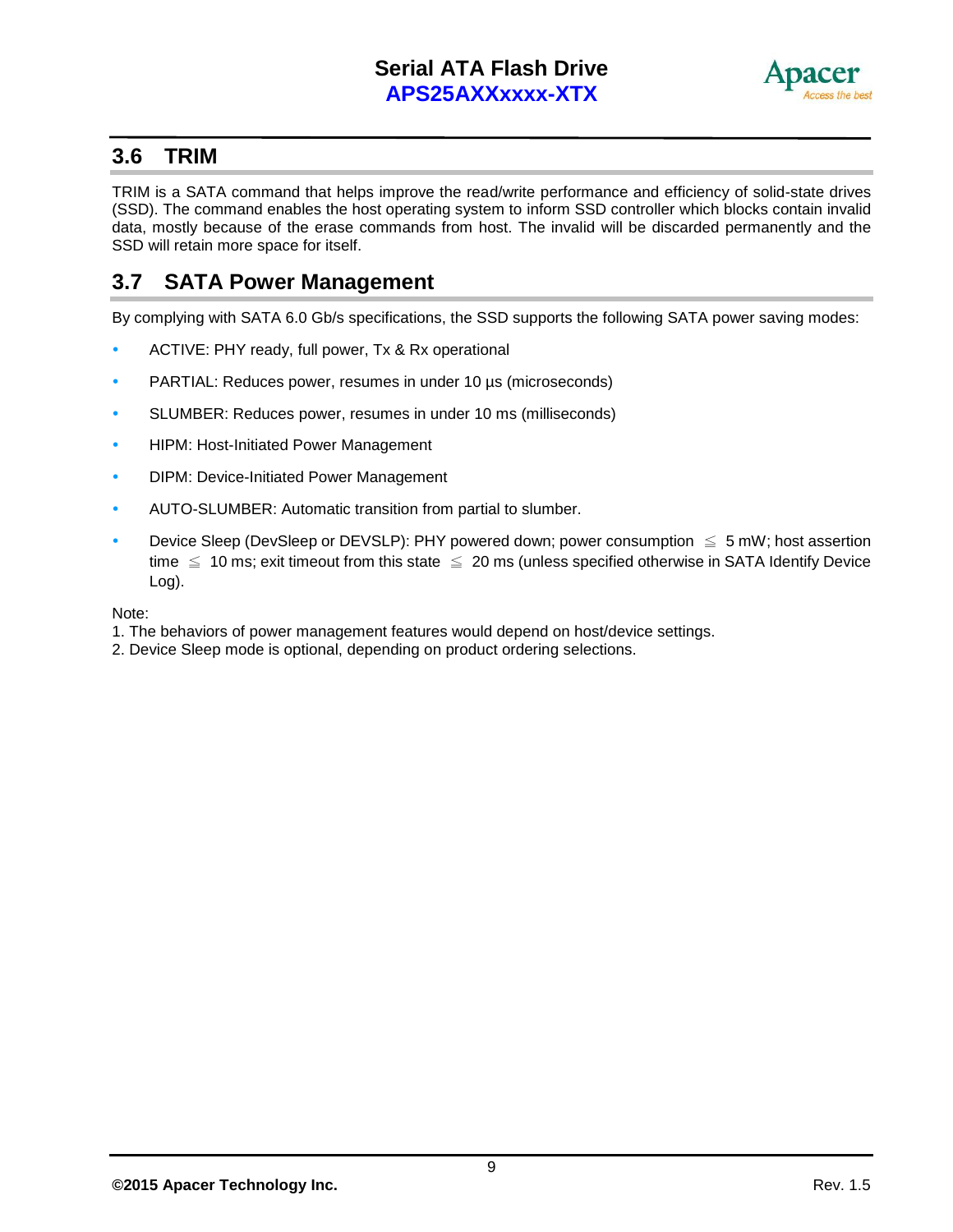## 3.6 TRIM

TRIM is a SATA command that helps improve the read/write performance and efficiency of solid-state drives (SSD). The command enables the host operating system to inform SSD controller which blocks contain invalid data, mostly because of the erase commands from host. The invalid will be discarded permanently and the SSD will retain more space for itself.

## 3.7 SATA Power Management

By complying with SATA 6.0 Gb/s specifications, the SSD supports the following SATA power saving modes:

- ACTIVE: PHY ready, full power, Tx & Rx operational
- PARTIAL: Reduces power, resumes in under 10 µs (microseconds)
- SLUMBER: Reduces power, resumes in under 10 ms (milliseconds)
- HIPM: Host-Initiated Power Management
- DIPM: Device-Initiated Power Management
- AUTO-SLUMBER: Automatic transition from partial to slumber.
- Device Sleep (DevSleep or DEVSLP): PHY powered down; power consumption ≦ 5 mW; host assertion time ≦ 10 ms; exit timeout from this state ≦ 20 ms (unless specified otherwise in SATA Identify Device Log).

Note:
1. The behaviors of power management features would depend on host/device settings.
2. Device Sleep mode is optional, depending on product ordering selections.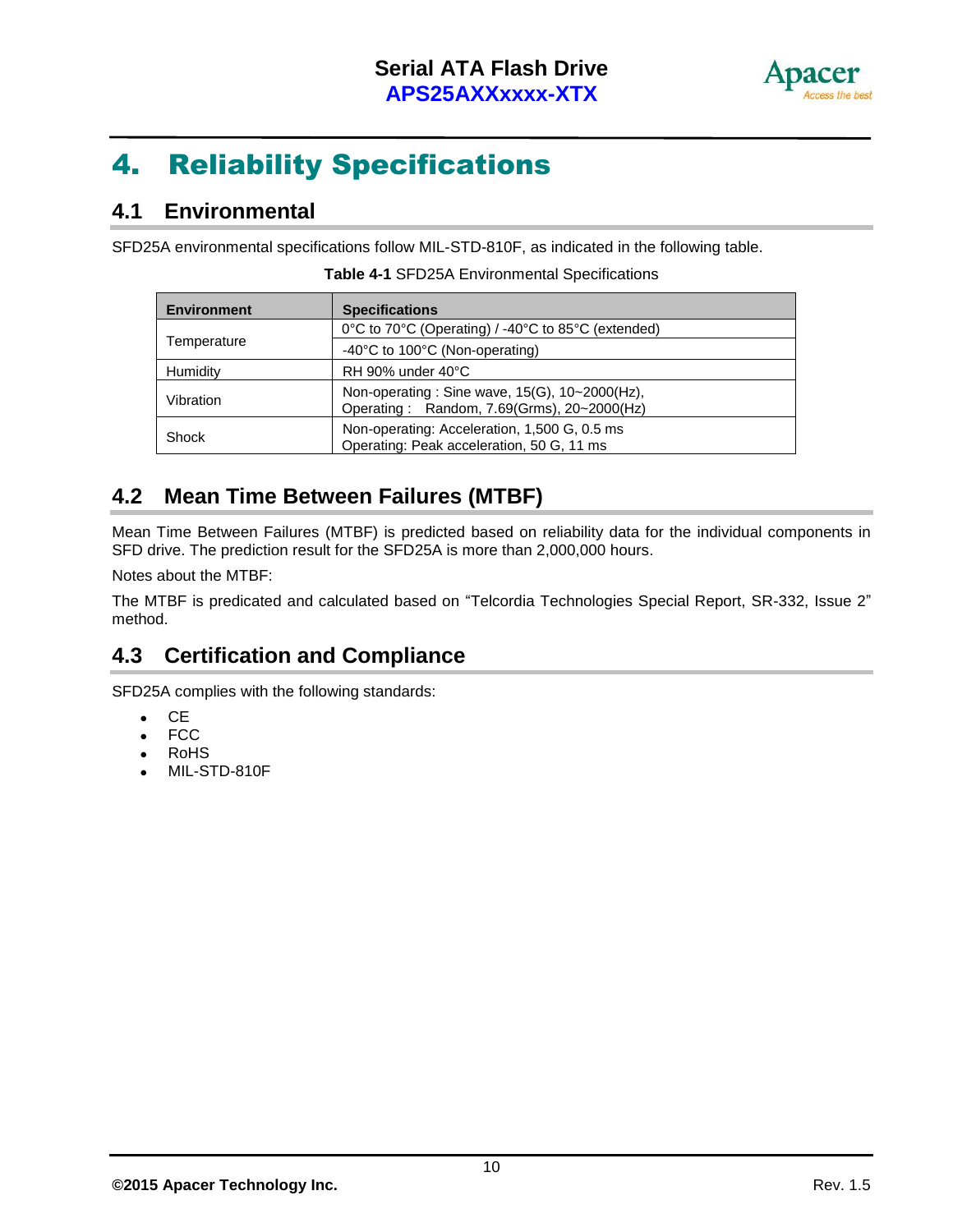# 4. Reliability Specifications

## 4.1 Environmental

SFD25A environmental specifications follow MIL-STD-810F, as indicated in the following table.

**Table 4-1** SFD25A Environmental Specifications

| Environment | Specifications |
|---|---|
| Temperature | 0°C to 70°C (Operating) / -40°C to 85°C (extended) |
| | -40°C to 100°C (Non-operating) |
| Humidity | RH 90% under 40°C |
| Vibration | Non-operating : Sine wave, 15(G), 10~2000(Hz),<br>Operating : Random, 7.69(Grms), 20~2000(Hz) |
| Shock | Non-operating: Acceleration, 1,500 G, 0.5 ms<br>Operating: Peak acceleration, 50 G, 11 ms |

## 4.2 Mean Time Between Failures (MTBF)

Mean Time Between Failures (MTBF) is predicted based on reliability data for the individual components in SFD drive. The prediction result for the SFD25A is more than 2,000,000 hours.

Notes about the MTBF:

The MTBF is predicated and calculated based on “Telcordia Technologies Special Report, SR-332, Issue 2” method.

## 4.3 Certification and Compliance

SFD25A complies with the following standards:

- CE
- FCC
- RoHS
- MIL-STD-810F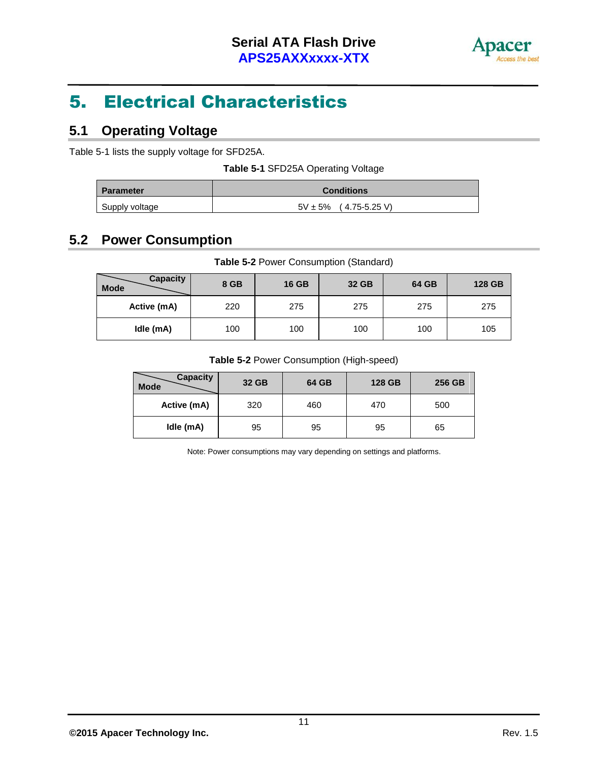# 5. Electrical Characteristics

## 5.1 Operating Voltage

Table 5-1 lists the supply voltage for SFD25A.

**Table 5-1** SFD25A Operating Voltage

| Parameter | Conditions |
|---|---|
| Supply voltage | 5V ± 5% ( 4.75-5.25 V) |

## 5.2 Power Consumption

**Table 5-2** Power Consumption (Standard)

| Mode \ Capacity | 8 GB | 16 GB | 32 GB | 64 GB | 128 GB |
|---|---|---|---|---|---|
| **Active (mA)** | 220 | 275 | 275 | 275 | 275 |
| **Idle (mA)** | 100 | 100 | 100 | 100 | 105 |

**Table 5-2** Power Consumption (High-speed)

| Mode \ Capacity | 32 GB | 64 GB | 128 GB | 256 GB |
|---|---|---|---|---|
| **Active (mA)** | 320 | 460 | 470 | 500 |
| **Idle (mA)** | 95 | 95 | 95 | 65 |

Note: Power consumptions may vary depending on settings and platforms.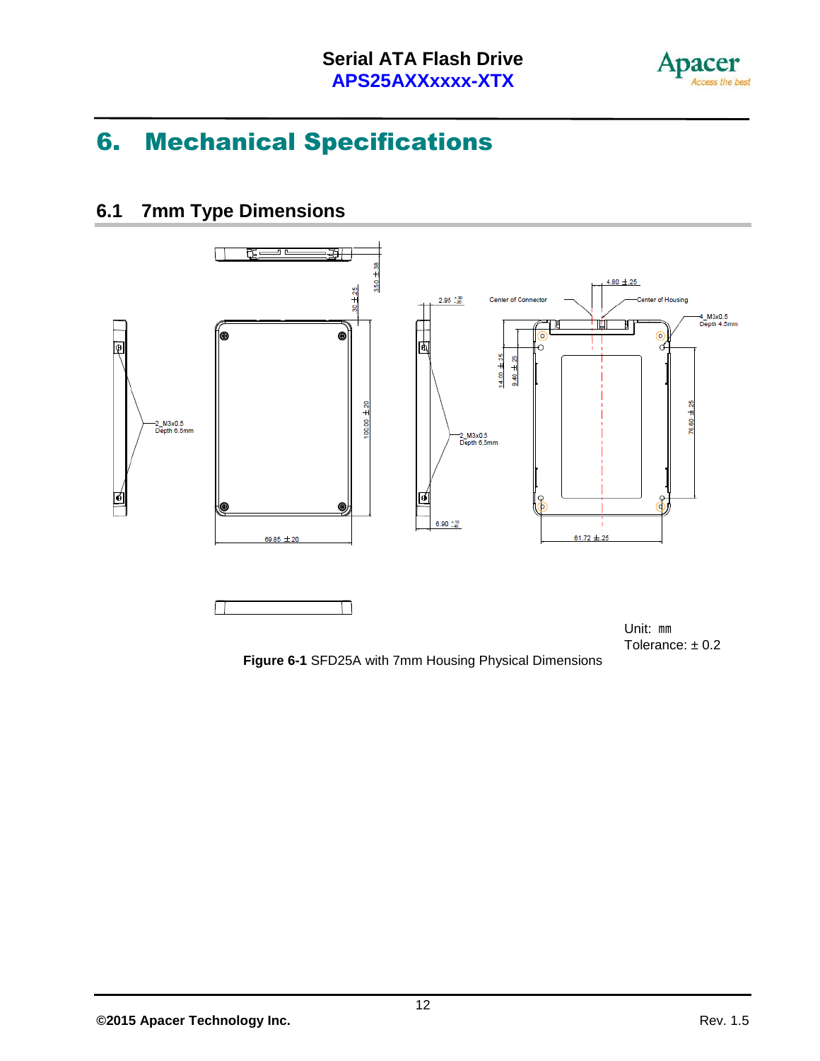# 6. Mechanical Specifications

## 6.1 7mm Type Dimensions

Unit: mm
Tolerance: ± 0.2

**Figure 6-1** SFD25A with 7mm Housing Physical Dimensions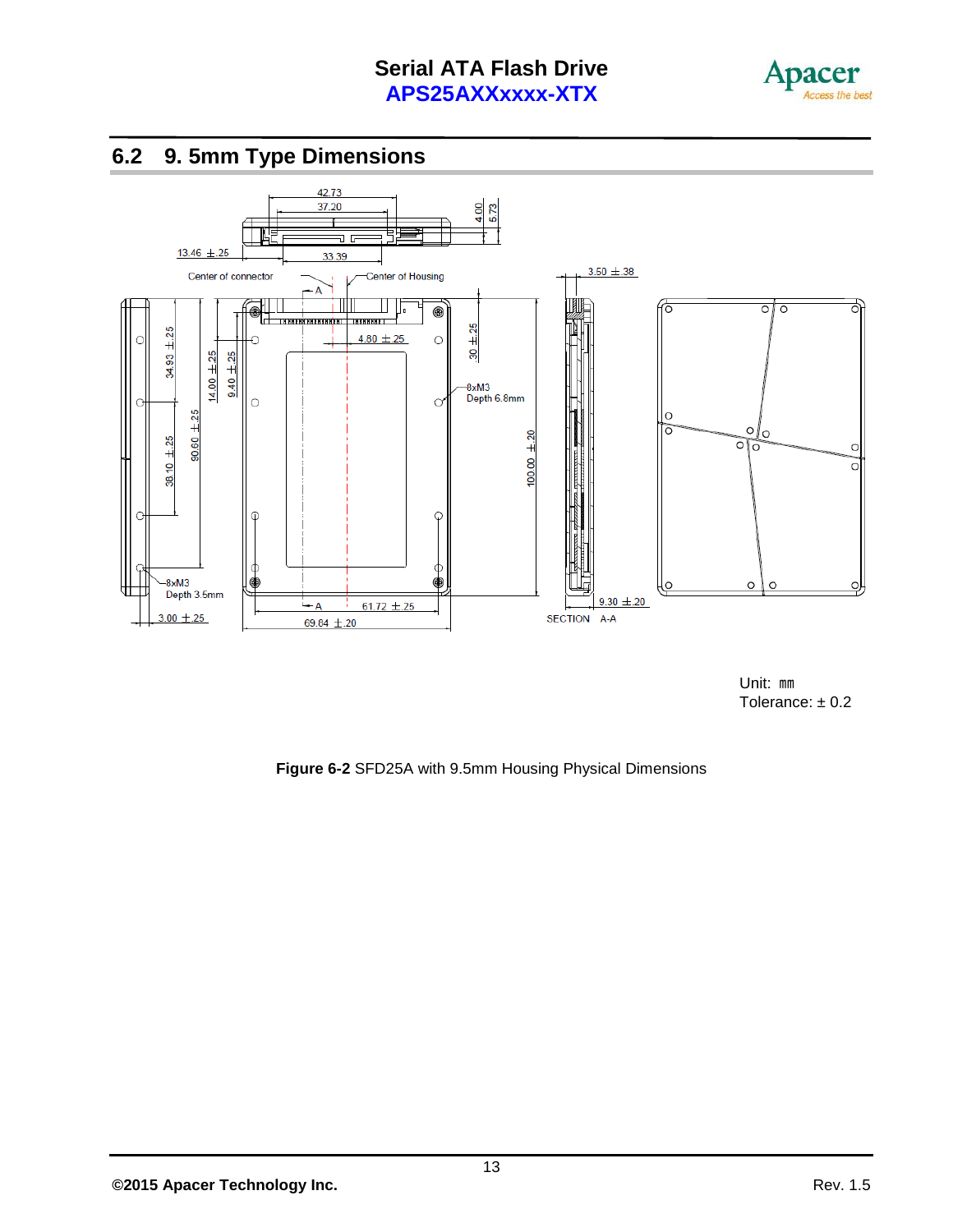## 6.2 9. 5mm Type Dimensions

Unit: mm
Tolerance: ± 0.2

**Figure 6-2** SFD25A with 9.5mm Housing Physical Dimensions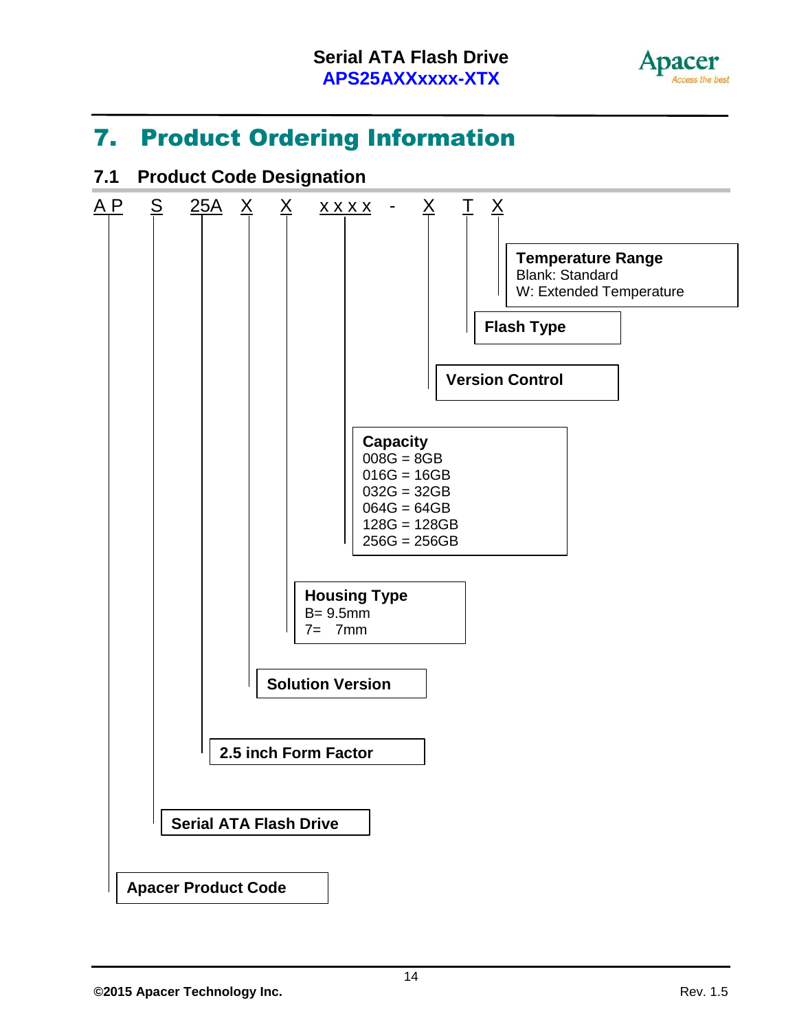# 7. Product Ordering Information

## 7.1 Product Code Designation

A P S 25A X X x x x x - X T X

- **Temperature Range**
  - Blank: Standard
  - W: Extended Temperature
- **Flash Type**
- **Version Control**
- **Capacity**
  - 008G = 8GB
  - 016G = 16GB
  - 032G = 32GB
  - 064G = 64GB
  - 128G = 128GB
  - 256G = 256GB
- **Housing Type**
  - B= 9.5mm
  - 7= 7mm
- **Solution Version**
- **2.5 inch Form Factor**
- **Serial ATA Flash Drive**
- **Apacer Product Code**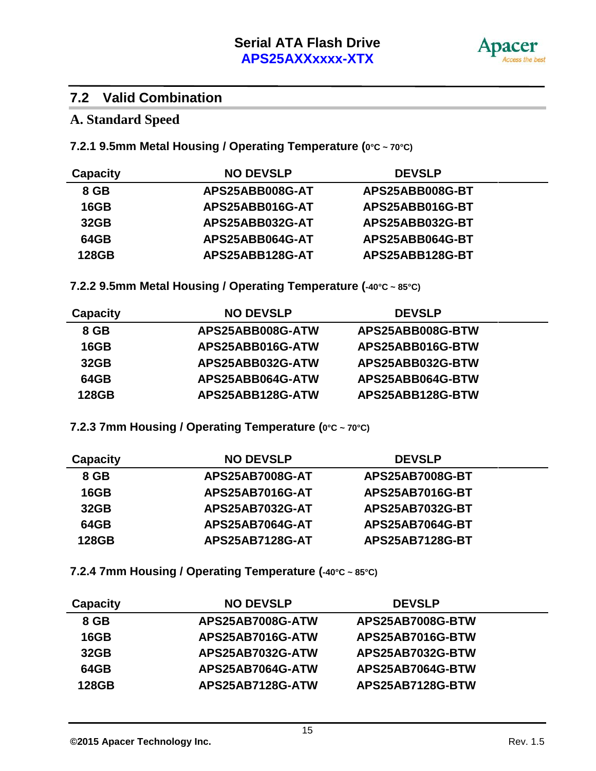## 7.2 Valid Combination

### A. Standard Speed

#### 7.2.1 9.5mm Metal Housing / Operating Temperature (0°C ~ 70°C)

| Capacity | NO DEVSLP | DEVSLP |
|---|---|---|
| 8 GB | APS25ABB008G-AT | APS25ABB008G-BT |
| 16GB | APS25ABB016G-AT | APS25ABB016G-BT |
| 32GB | APS25ABB032G-AT | APS25ABB032G-BT |
| 64GB | APS25ABB064G-AT | APS25ABB064G-BT |
| 128GB | APS25ABB128G-AT | APS25ABB128G-BT |

#### 7.2.2 9.5mm Metal Housing / Operating Temperature (-40°C ~ 85°C)

| Capacity | NO DEVSLP | DEVSLP |
|---|---|---|
| 8 GB | APS25ABB008G-ATW | APS25ABB008G-BTW |
| 16GB | APS25ABB016G-ATW | APS25ABB016G-BTW |
| 32GB | APS25ABB032G-ATW | APS25ABB032G-BTW |
| 64GB | APS25ABB064G-ATW | APS25ABB064G-BTW |
| 128GB | APS25ABB128G-ATW | APS25ABB128G-BTW |

#### 7.2.3 7mm Housing / Operating Temperature (0°C ~ 70°C)

| Capacity | NO DEVSLP | DEVSLP |
|---|---|---|
| 8 GB | APS25AB7008G-AT | APS25AB7008G-BT |
| 16GB | APS25AB7016G-AT | APS25AB7016G-BT |
| 32GB | APS25AB7032G-AT | APS25AB7032G-BT |
| 64GB | APS25AB7064G-AT | APS25AB7064G-BT |
| 128GB | APS25AB7128G-AT | APS25AB7128G-BT |

#### 7.2.4 7mm Housing / Operating Temperature (-40°C ~ 85°C)

| Capacity | NO DEVSLP | DEVSLP |
|---|---|---|
| 8 GB | APS25AB7008G-ATW | APS25AB7008G-BTW |
| 16GB | APS25AB7016G-ATW | APS25AB7016G-BTW |
| 32GB | APS25AB7032G-ATW | APS25AB7032G-BTW |
| 64GB | APS25AB7064G-ATW | APS25AB7064G-BTW |
| 128GB | APS25AB7128G-ATW | APS25AB7128G-BTW |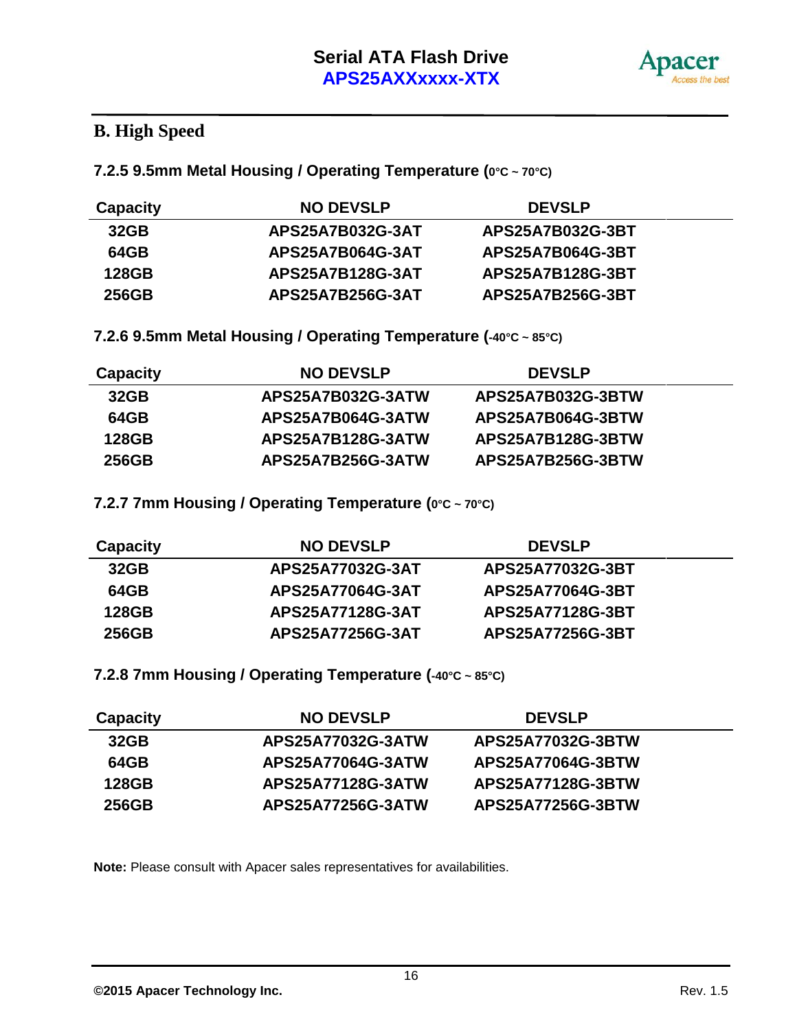## B. High Speed

### 7.2.5 9.5mm Metal Housing / Operating Temperature (0°C ~ 70°C)

| Capacity | NO DEVSLP | DEVSLP |
|---|---|---|
| 32GB | APS25A7B032G-3AT | APS25A7B032G-3BT |
| 64GB | APS25A7B064G-3AT | APS25A7B064G-3BT |
| 128GB | APS25A7B128G-3AT | APS25A7B128G-3BT |
| 256GB | APS25A7B256G-3AT | APS25A7B256G-3BT |

### 7.2.6 9.5mm Metal Housing / Operating Temperature (-40°C ~ 85°C)

| Capacity | NO DEVSLP | DEVSLP |
|---|---|---|
| 32GB | APS25A7B032G-3ATW | APS25A7B032G-3BTW |
| 64GB | APS25A7B064G-3ATW | APS25A7B064G-3BTW |
| 128GB | APS25A7B128G-3ATW | APS25A7B128G-3BTW |
| 256GB | APS25A7B256G-3ATW | APS25A7B256G-3BTW |

### 7.2.7 7mm Housing / Operating Temperature (0°C ~ 70°C)

| Capacity | NO DEVSLP | DEVSLP |
|---|---|---|
| 32GB | APS25A77032G-3AT | APS25A77032G-3BT |
| 64GB | APS25A77064G-3AT | APS25A77064G-3BT |
| 128GB | APS25A77128G-3AT | APS25A77128G-3BT |
| 256GB | APS25A77256G-3AT | APS25A77256G-3BT |

### 7.2.8 7mm Housing / Operating Temperature (-40°C ~ 85°C)

| Capacity | NO DEVSLP | DEVSLP |
|---|---|---|
| 32GB | APS25A77032G-3ATW | APS25A77032G-3BTW |
| 64GB | APS25A77064G-3ATW | APS25A77064G-3BTW |
| 128GB | APS25A77128G-3ATW | APS25A77128G-3BTW |
| 256GB | APS25A77256G-3ATW | APS25A77256G-3BTW |

**Note:** Please consult with Apacer sales representatives for availabilities.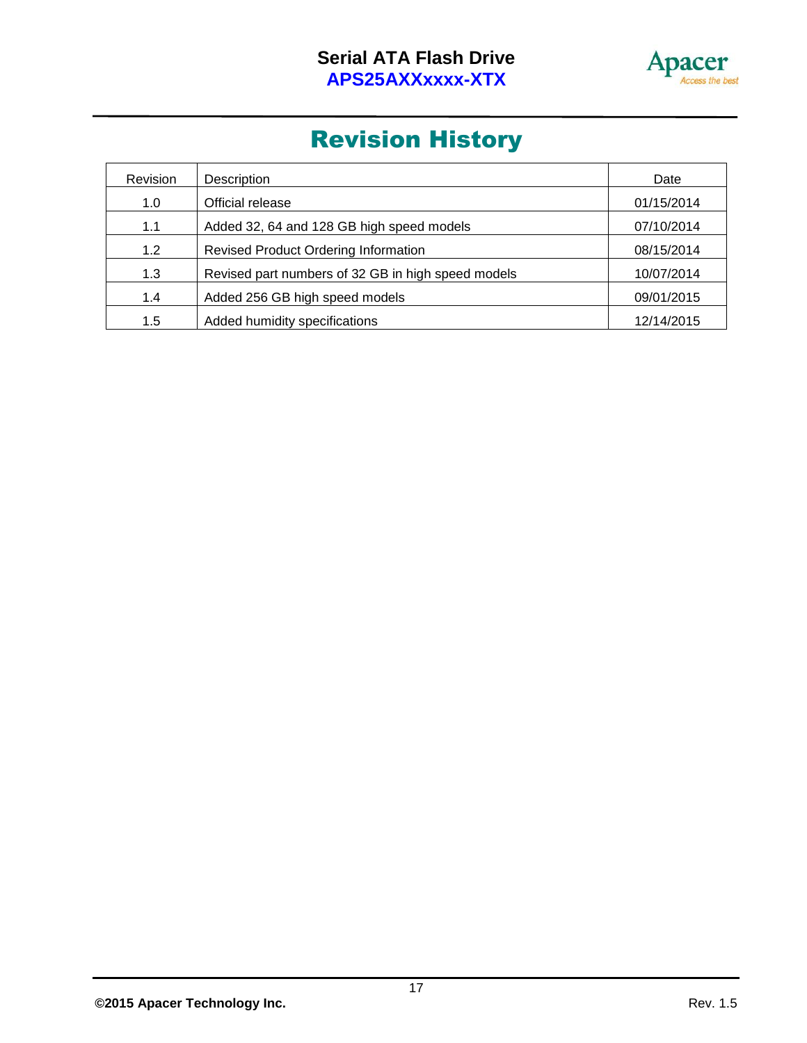# Revision History

| Revision | Description | Date |
| --- | --- | --- |
| 1.0 | Official release | 01/15/2014 |
| 1.1 | Added 32, 64 and 128 GB high speed models | 07/10/2014 |
| 1.2 | Revised Product Ordering Information | 08/15/2014 |
| 1.3 | Revised part numbers of 32 GB in high speed models | 10/07/2014 |
| 1.4 | Added 256 GB high speed models | 09/01/2015 |
| 1.5 | Added humidity specifications | 12/14/2015 |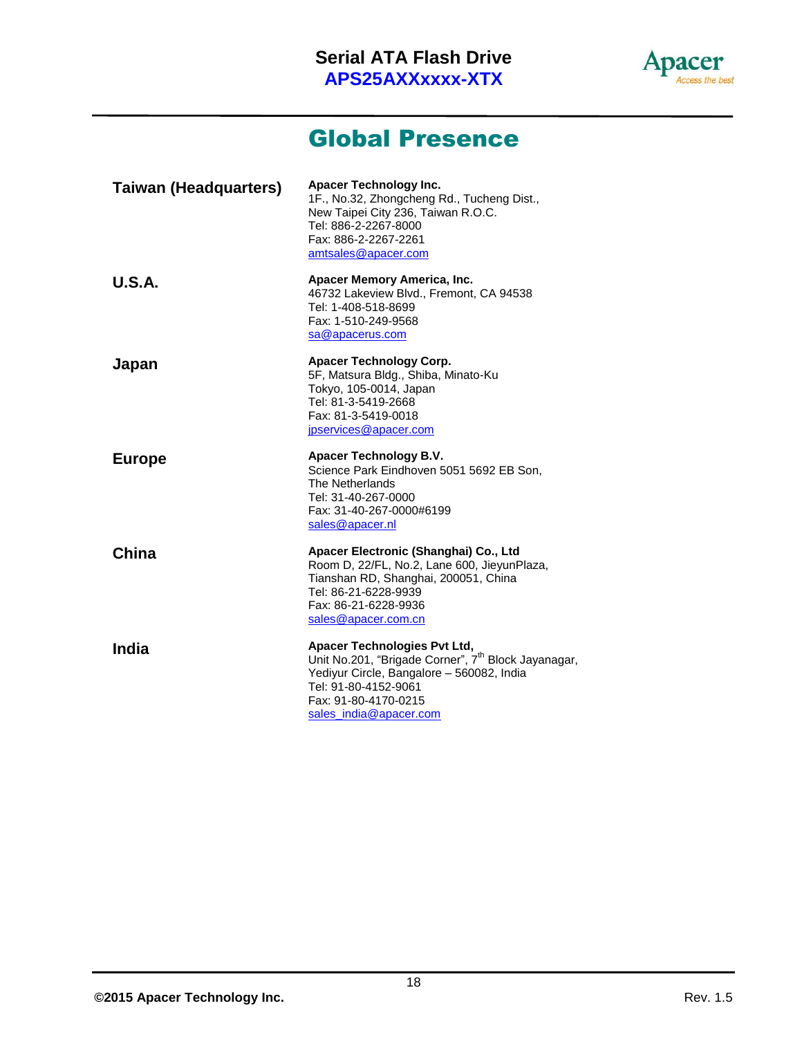# Global Presence

| | |
|---|---|
| **Taiwan (Headquarters)** | **Apacer Technology Inc.**<br>1F., No.32, Zhongcheng Rd., Tucheng Dist.,<br>New Taipei City 236, Taiwan R.O.C.<br>Tel: 886-2-2267-8000<br>Fax: 886-2-2267-2261<br>amtsales@apacer.com |
| **U.S.A.** | **Apacer Memory America, Inc.**<br>46732 Lakeview Blvd., Fremont, CA 94538<br>Tel: 1-408-518-8699<br>Fax: 1-510-249-9568<br>sa@apacerus.com |
| **Japan** | **Apacer Technology Corp.**<br>5F, Matsura Bldg., Shiba, Minato-Ku<br>Tokyo, 105-0014, Japan<br>Tel: 81-3-5419-2668<br>Fax: 81-3-5419-0018<br>jpservices@apacer.com |
| **Europe** | **Apacer Technology B.V.**<br>Science Park Eindhoven 5051 5692 EB Son,<br>The Netherlands<br>Tel: 31-40-267-0000<br>Fax: 31-40-267-0000#6199<br>sales@apacer.nl |
| **China** | **Apacer Electronic (Shanghai) Co., Ltd**<br>Room D, 22/FL, No.2, Lane 600, JieyunPlaza,<br>Tianshan RD, Shanghai, 200051, China<br>Tel: 86-21-6228-9939<br>Fax: 86-21-6228-9936<br>sales@apacer.com.cn |
| **India** | **Apacer Technologies Pvt Ltd,**<br>Unit No.201, "Brigade Corner", 7th Block Jayanagar,<br>Yediyur Circle, Bangalore – 560082, India<br>Tel: 91-80-4152-9061<br>Fax: 91-80-4170-0215<br>sales_india@apacer.com |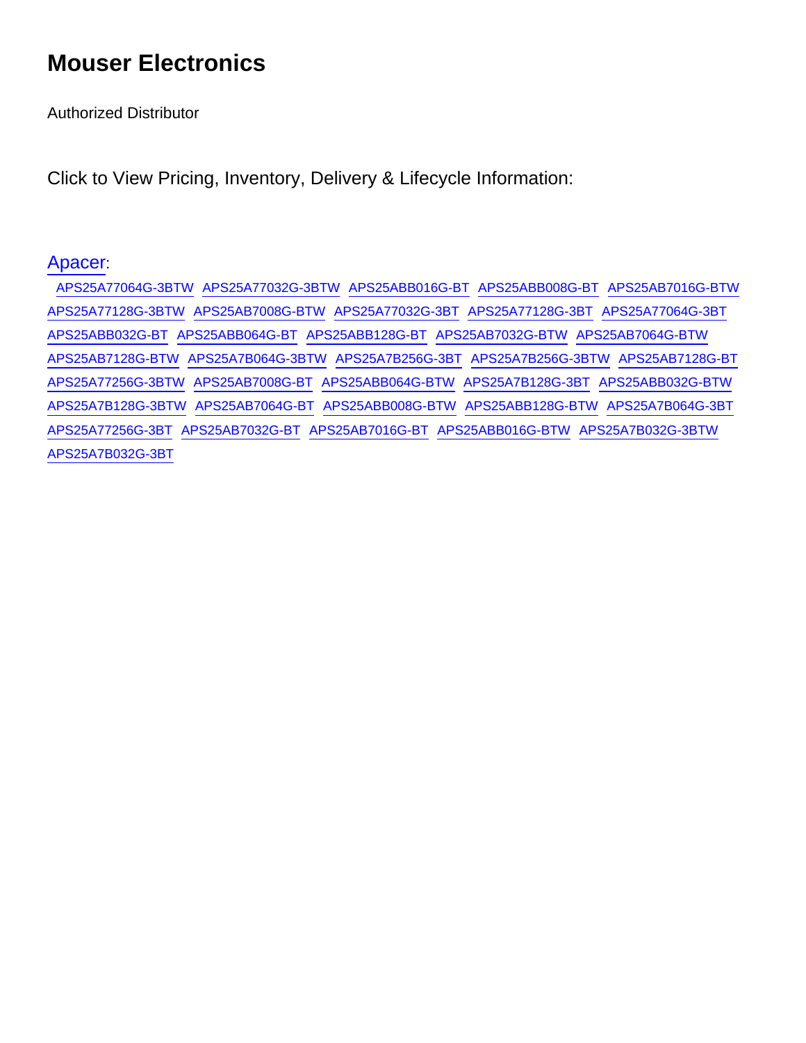# Mouser Electronics

Authorized Distributor

Click to View Pricing, Inventory, Delivery & Lifecycle Information:

Apacer:

APS25A77064G-3BTW APS25A77032G-3BTW APS25ABB016G-BT APS25ABB008G-BT APS25AB7016G-BTW APS25A77128G-3BTW APS25AB7008G-BTW APS25A77032G-3BT APS25A77128G-3BT APS25A77064G-3BT APS25ABB032G-BT APS25ABB064G-BT APS25ABB128G-BT APS25AB7032G-BTW APS25AB7064G-BTW APS25AB7128G-BTW APS25A7B064G-3BTW APS25A7B256G-3BT APS25A7B256G-3BTW APS25AB7128G-BT APS25A77256G-3BTW APS25AB7008G-BT APS25ABB064G-BTW APS25A7B128G-3BT APS25ABB032G-BTW APS25A7B128G-3BTW APS25AB7064G-BT APS25ABB008G-BTW APS25ABB128G-BTW APS25A7B064G-3BT APS25A77256G-3BT APS25AB7032G-BT APS25AB7016G-BT APS25ABB016G-BTW APS25A7B032G-3BTW APS25A7B032G-3BT